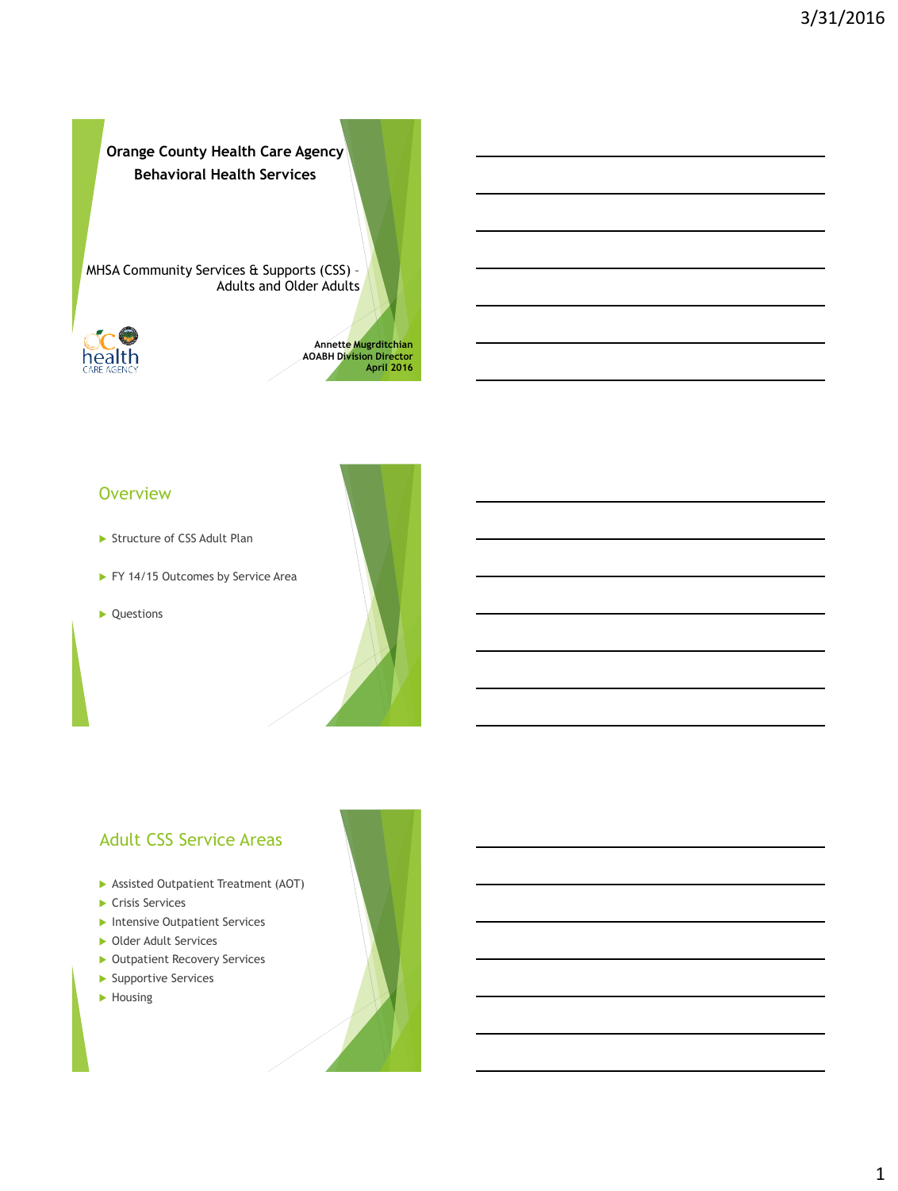# Orange County Health Care Agency
## Behavioral Health Services

MHSA Community Services & Supports (CSS) – Adults and Older Adults

**Annette Mugrditchian**
**AOABH Division Director**
**April 2016**

## Overview

- Structure of CSS Adult Plan
- FY 14/15 Outcomes by Service Area
- Questions

## Adult CSS Service Areas

- Assisted Outpatient Treatment (AOT)
- Crisis Services
- Intensive Outpatient Services
- Older Adult Services
- Outpatient Recovery Services
- Supportive Services
- Housing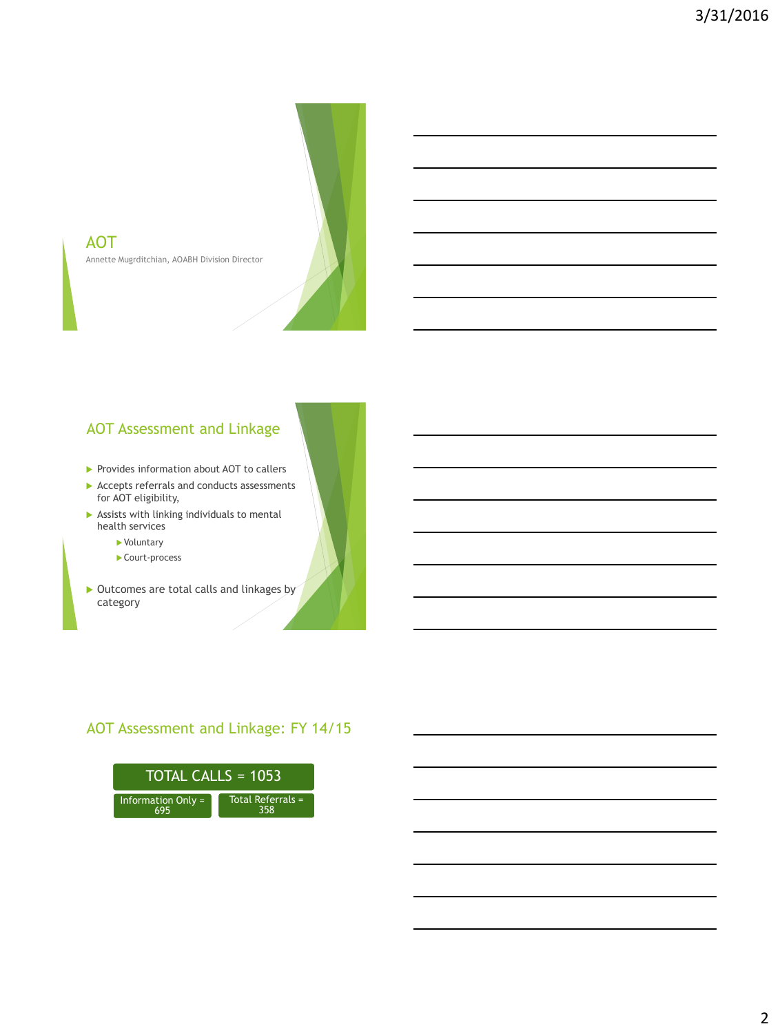## AOT

Annette Mugrditchian, AOABH Division Director

## AOT Assessment and Linkage

- Provides information about AOT to callers
- Accepts referrals and conducts assessments for AOT eligibility,
- Assists with linking individuals to mental health services
  - Voluntary
  - Court-process
- Outcomes are total calls and linkages by category

## AOT Assessment and Linkage: FY 14/15

TOTAL CALLS = 1053

- Information Only = 695
- Total Referrals = 358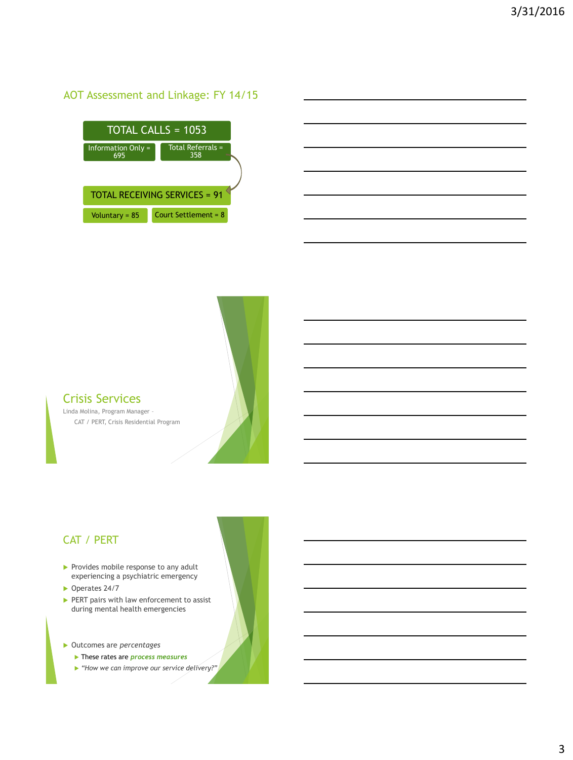## AOT Assessment and Linkage: FY 14/15

TOTAL CALLS = 1053

Information Only = 695

Total Referrals = 358

TOTAL RECEIVING SERVICES = 91

Voluntary = 85

Court Settlement = 8

## Crisis Services

Linda Molina, Program Manager - CAT / PERT, Crisis Residential Program

## CAT / PERT

- Provides mobile response to any adult experiencing a psychiatric emergency
- Operates 24/7
- PERT pairs with law enforcement to assist during mental health emergencies

- Outcomes are *percentages*
  - These rates are ***process measures***
  - *"How we can improve our service delivery?"*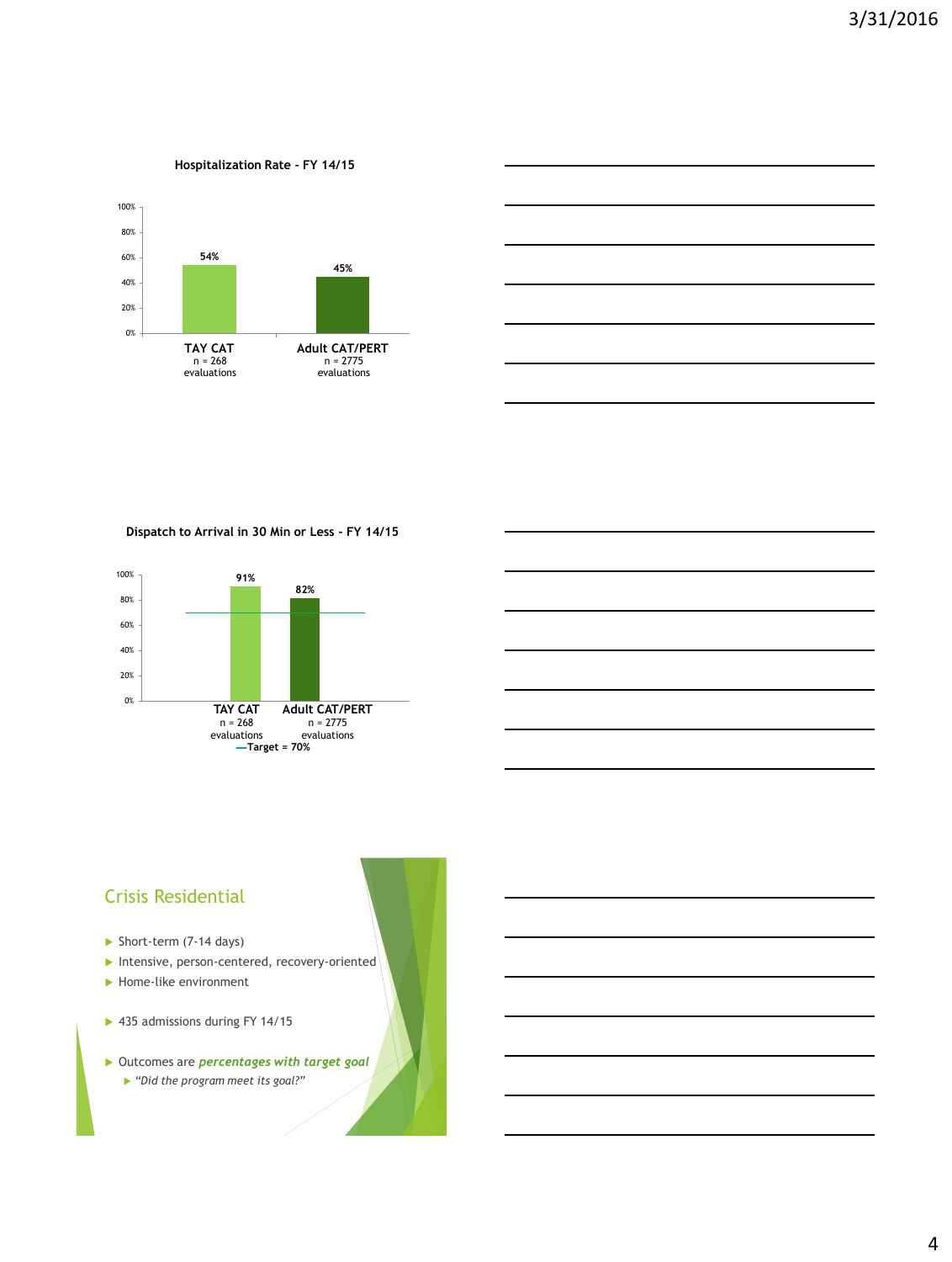**Hospitalization Rate - FY 14/15**

| | TAY CAT (n = 268 evaluations) | Adult CAT/PERT (n = 2775 evaluations) |
|---|---|---|
| Hospitalization Rate | 54% | 45% |

**Dispatch to Arrival in 30 Min or Less - FY 14/15**

| | TAY CAT (n = 268 evaluations) | Adult CAT/PERT (n = 2775 evaluations) |
|---|---|---|
| Dispatch to Arrival in 30 Min or Less | 91% | 82% |

—Target = 70%

## Crisis Residential

- Short-term (7-14 days)
- Intensive, person-centered, recovery-oriented
- Home-like environment

- 435 admissions during FY 14/15

- Outcomes are ***percentages with target goal***
  - *"Did the program meet its goal?"*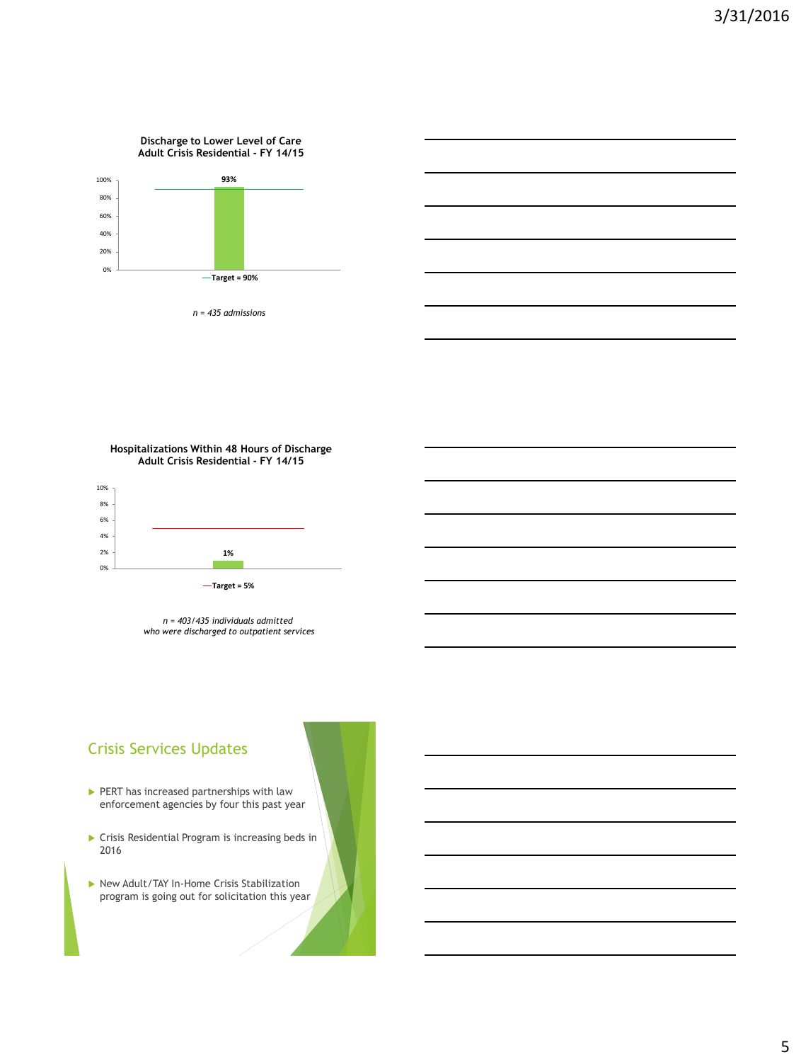**Discharge to Lower Level of Care**
**Adult Crisis Residential - FY 14/15**

| | Value |
|---|---|
| Discharge to Lower Level of Care | 93% |
| Target | 90% |

*n = 435 admissions*

**Hospitalizations Within 48 Hours of Discharge**
**Adult Crisis Residential - FY 14/15**

| | Value |
|---|---|
| Hospitalizations Within 48 Hours of Discharge | 1% |
| Target | 5% |

*n = 403/435 individuals admitted who were discharged to outpatient services*

## Crisis Services Updates

- PERT has increased partnerships with law enforcement agencies by four this past year
- Crisis Residential Program is increasing beds in 2016
- New Adult/TAY In-Home Crisis Stabilization program is going out for solicitation this year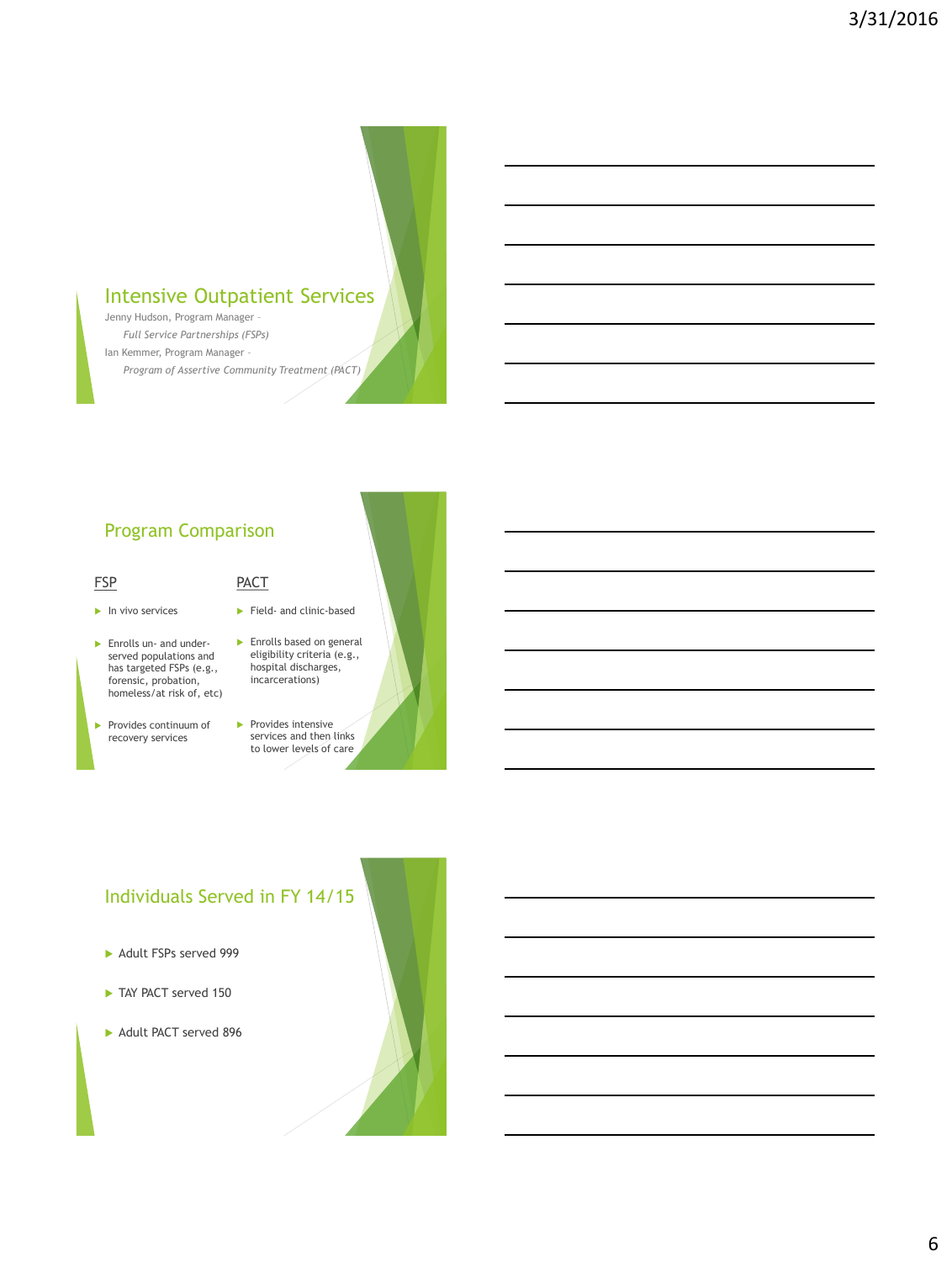## Intensive Outpatient Services

Jenny Hudson, Program Manager –

*Full Service Partnerships (FSPs)*

Ian Kemmer, Program Manager –

*Program of Assertive Community Treatment (PACT)*

## Program Comparison

| FSP | PACT |
| --- | --- |
| In vivo services | Field- and clinic-based |
| Enrolls un- and under-served populations and has targeted FSPs (e.g., forensic, probation, homeless/at risk of, etc) | Enrolls based on general eligibility criteria (e.g., hospital discharges, incarcerations) |
| Provides continuum of recovery services | Provides intensive services and then links to lower levels of care |

## Individuals Served in FY 14/15

- Adult FSPs served 999
- TAY PACT served 150
- Adult PACT served 896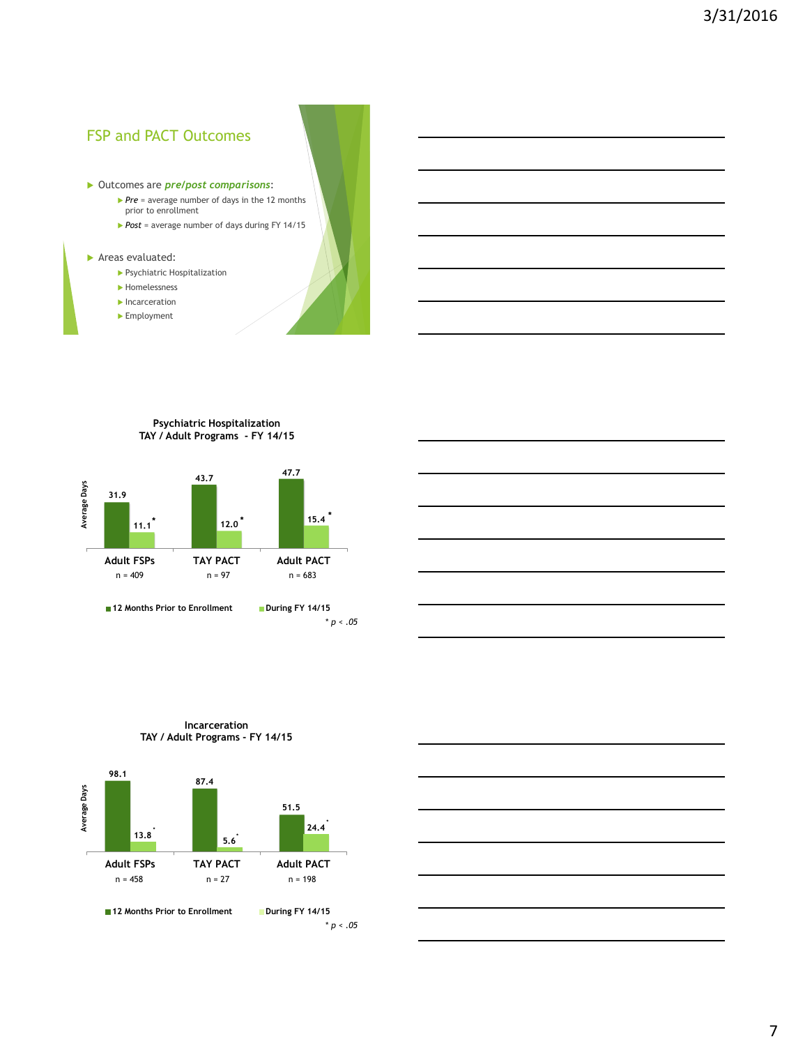## FSP and PACT Outcomes

- Outcomes are ***pre/post comparisons***:
  - *Pre* = average number of days in the 12 months prior to enrollment
  - *Post* = average number of days during FY 14/15
- Areas evaluated:
  - Psychiatric Hospitalization
  - Homelessness
  - Incarceration
  - Employment

**Psychiatric Hospitalization**
**TAY / Adult Programs - FY 14/15**

Average Days

| | 12 Months Prior to Enrollment | During FY 14/15 |
|---|---|---|
| Adult FSPs (n = 409) | 31.9 | 11.1* |
| TAY PACT (n = 97) | 43.7 | 12.0* |
| Adult PACT (n = 683) | 47.7 | 15.4* |

* $p < .05$

**Incarceration**
**TAY / Adult Programs - FY 14/15**

Average Days

| | 12 Months Prior to Enrollment | During FY 14/15 |
|---|---|---|
| Adult FSPs (n = 458) | 98.1 | 13.8* |
| TAY PACT (n = 27) | 87.4 | 5.6* |
| Adult PACT (n = 198) | 51.5 | 24.4* |

* $p < .05$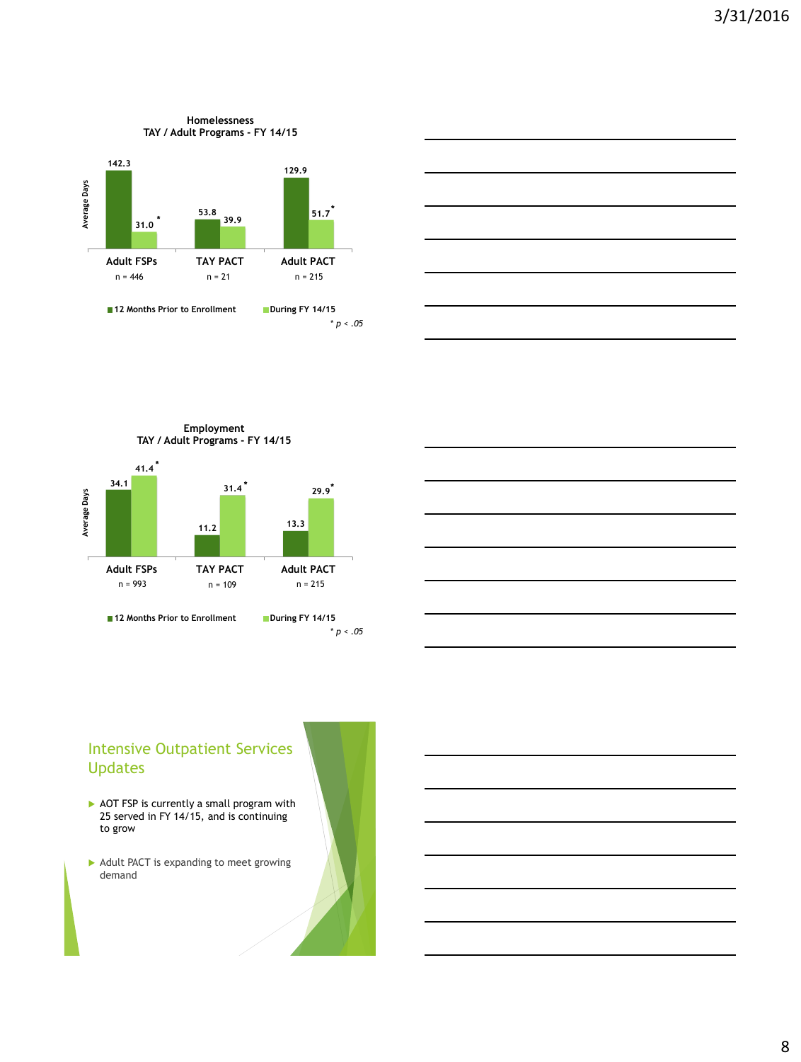## Homelessness
### TAY / Adult Programs - FY 14/15

Average Days

| | Adult FSPs (n = 446) | TAY PACT (n = 21) | Adult PACT (n = 215) |
|---|---|---|---|
| 12 Months Prior to Enrollment | 142.3 | 53.8 | 129.9 |
| During FY 14/15 | 31.0* | 39.9 | 51.7* |

\* $p < .05$

## Employment
### TAY / Adult Programs - FY 14/15

Average Days

| | Adult FSPs (n = 993) | TAY PACT (n = 109) | Adult PACT (n = 215) |
|---|---|---|---|
| 12 Months Prior to Enrollment | 34.1 | 11.2 | 13.3 |
| During FY 14/15 | 41.4* | 31.4* | 29.9* |

\* $p < .05$

## Intensive Outpatient Services Updates

- AOT FSP is currently a small program with 25 served in FY 14/15, and is continuing to grow
- Adult PACT is expanding to meet growing demand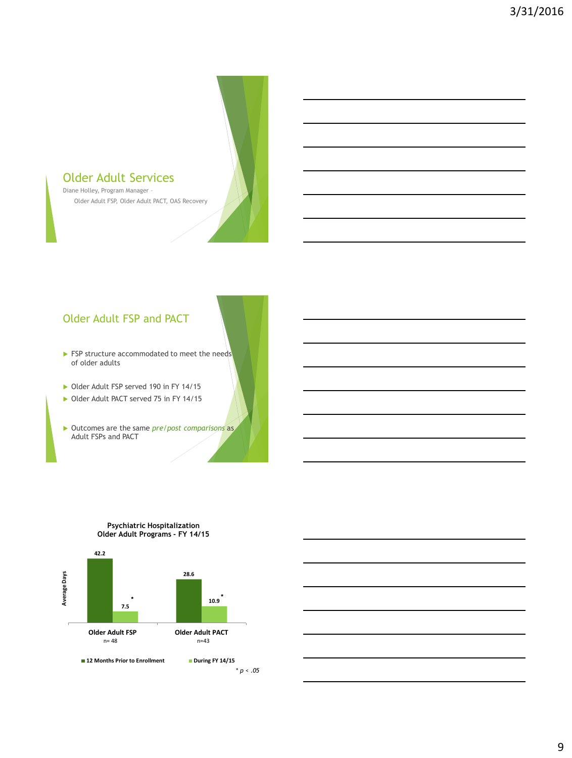## Older Adult Services

Diane Holley, Program Manager –
Older Adult FSP, Older Adult PACT, OAS Recovery

## Older Adult FSP and PACT

- FSP structure accommodated to meet the needs of older adults
- Older Adult FSP served 190 in FY 14/15
- Older Adult PACT served 75 in FY 14/15
- Outcomes are the same *pre/post comparisons* as Adult FSPs and PACT

**Psychiatric Hospitalization**
**Older Adult Programs - FY 14/15**

Average Days

| | 12 Months Prior to Enrollment | During FY 14/15 |
|---|---|---|
| Older Adult FSP (n= 48) | 42.2 | 7.5* |
| Older Adult PACT (n=43) | 28.6 | 10.9* |

* $p < .05$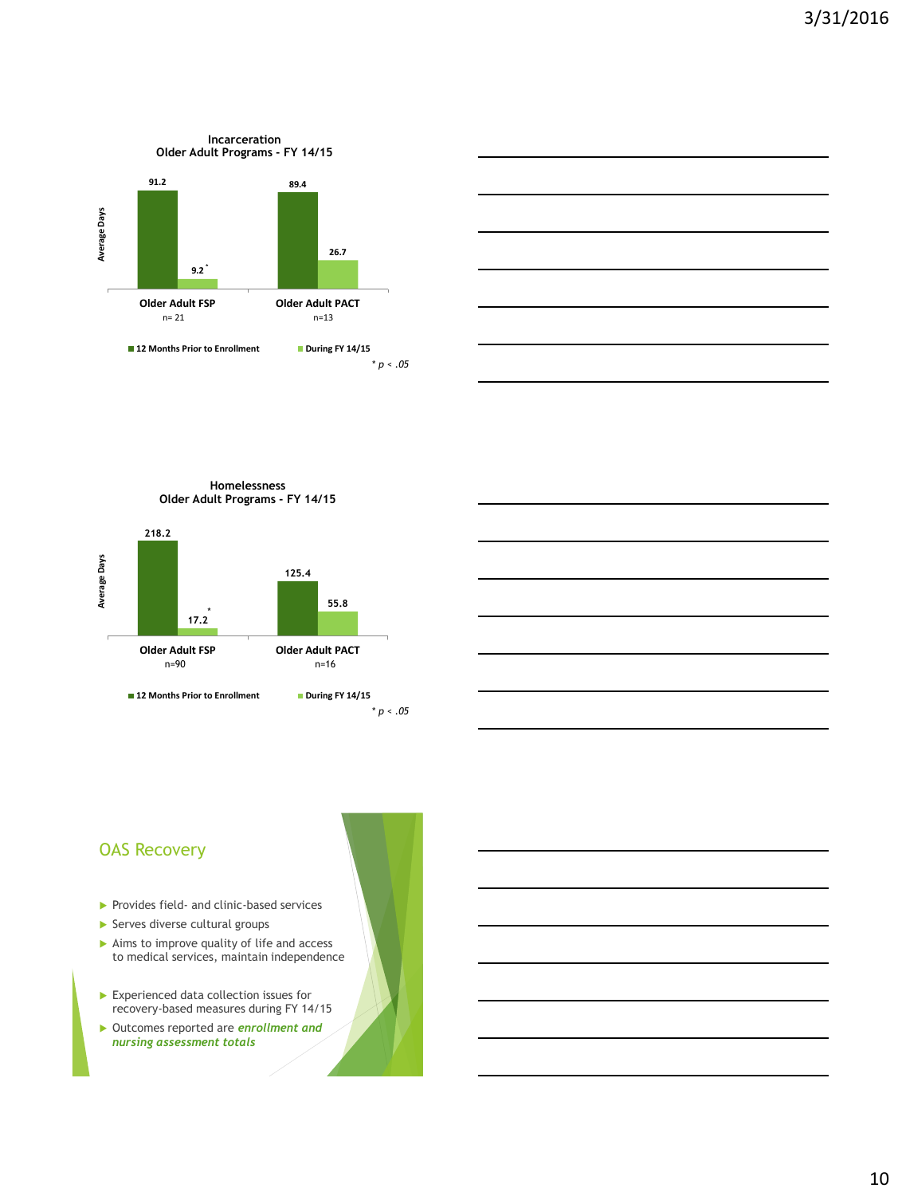### Incarceration
### Older Adult Programs - FY 14/15

Average Days

| | 12 Months Prior to Enrollment | During FY 14/15 |
|---|---|---|
| Older Adult FSP (n= 21) | 91.2 | 9.2* |
| Older Adult PACT (n=13) | 89.4 | 26.7 |

* $p < .05$

### Homelessness
### Older Adult Programs - FY 14/15

Average Days

| | 12 Months Prior to Enrollment | During FY 14/15 |
|---|---|---|
| Older Adult FSP (n=90) | 218.2 | 17.2* |
| Older Adult PACT (n=16) | 125.4 | 55.8 |

* $p < .05$

## OAS Recovery

- Provides field- and clinic-based services
- Serves diverse cultural groups
- Aims to improve quality of life and access to medical services, maintain independence
- Experienced data collection issues for recovery-based measures during FY 14/15
- Outcomes reported are ***enrollment and nursing assessment totals***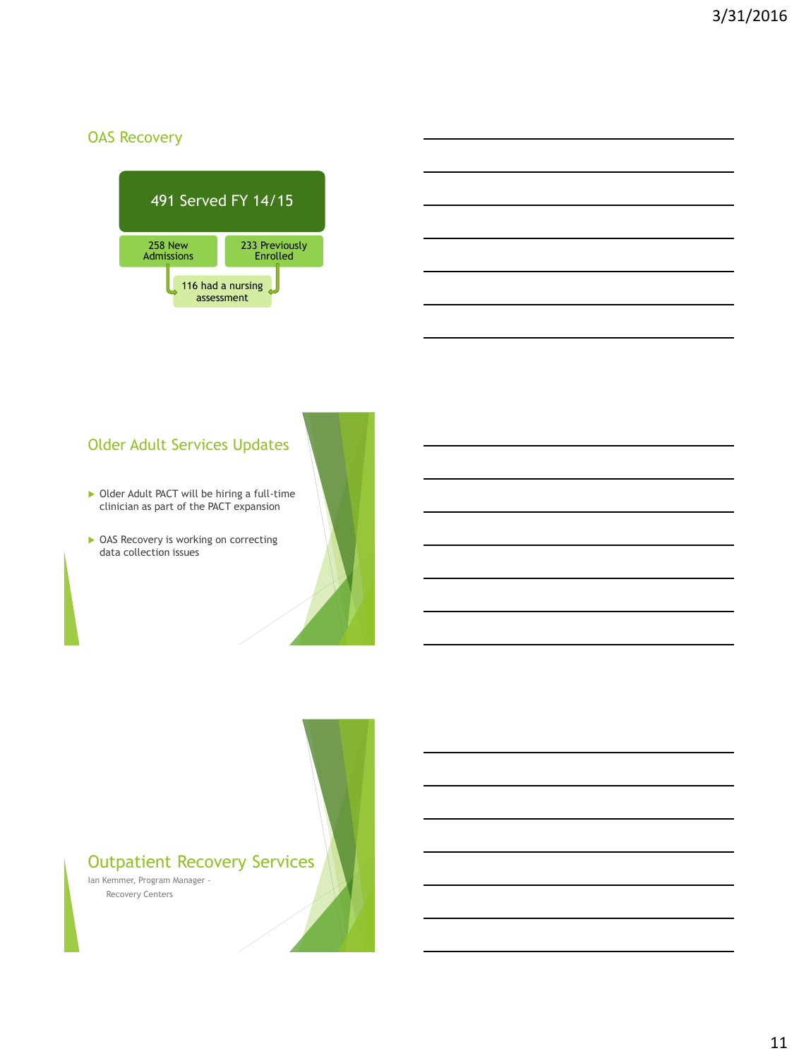## OAS Recovery

491 Served FY 14/15

- 258 New Admissions
- 233 Previously Enrolled

116 had a nursing assessment

## Older Adult Services Updates

- Older Adult PACT will be hiring a full-time clinician as part of the PACT expansion
- OAS Recovery is working on correcting data collection issues

## Outpatient Recovery Services

Ian Kemmer, Program Manager - Recovery Centers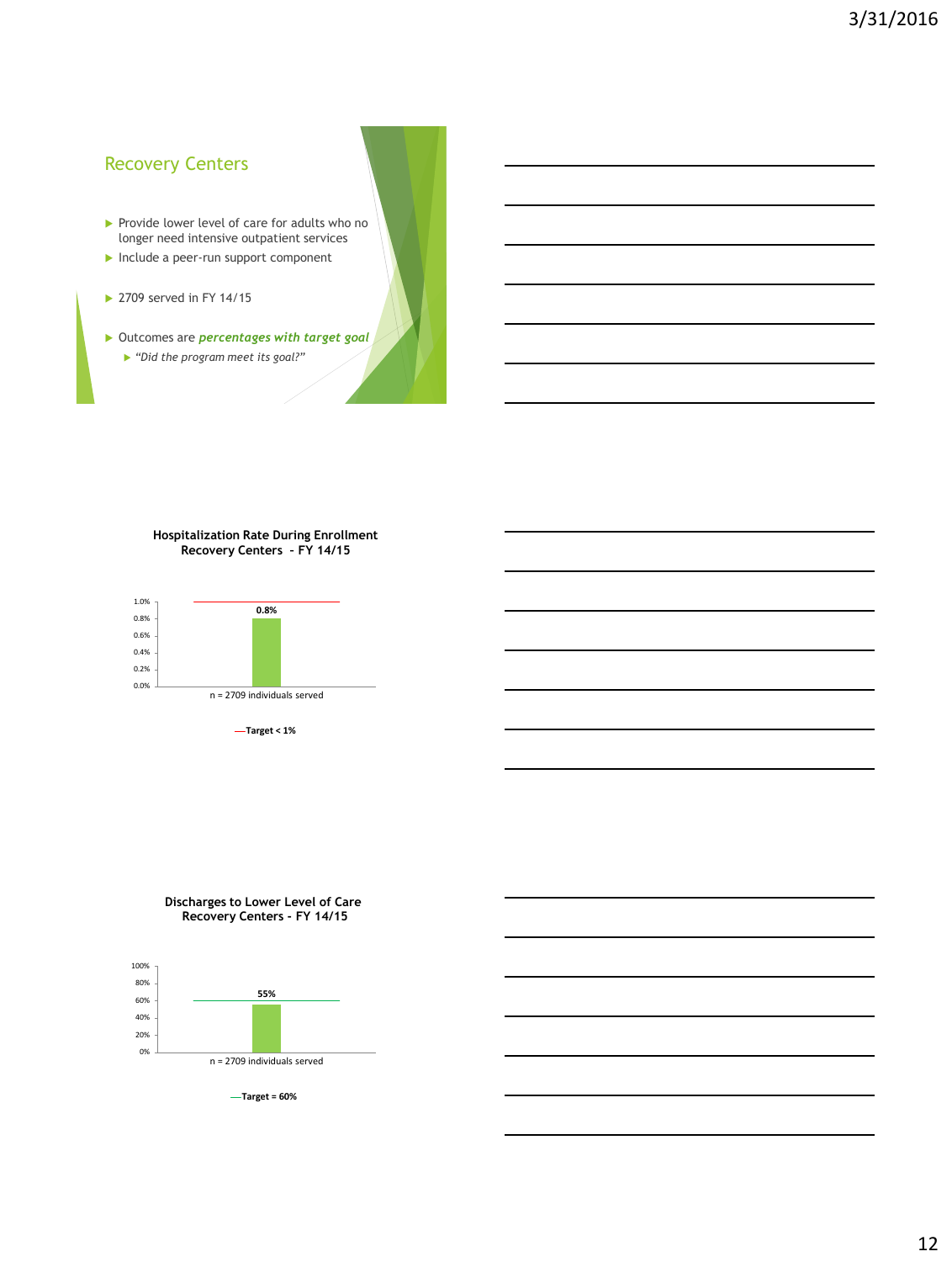## Recovery Centers

- Provide lower level of care for adults who no longer need intensive outpatient services
- Include a peer-run support component
- 2709 served in FY 14/15
- Outcomes are ***percentages with target goal***
  - *"Did the program meet its goal?"*

**Hospitalization Rate During Enrollment**
**Recovery Centers - FY 14/15**

1.0%
0.8%
0.6%
0.4%
0.2%
0.0%

**0.8%**

n = 2709 individuals served

**Target < 1%**

**Discharges to Lower Level of Care**
**Recovery Centers - FY 14/15**

100%
80%
60%
40%
20%
0%

**55%**

n = 2709 individuals served

**Target = 60%**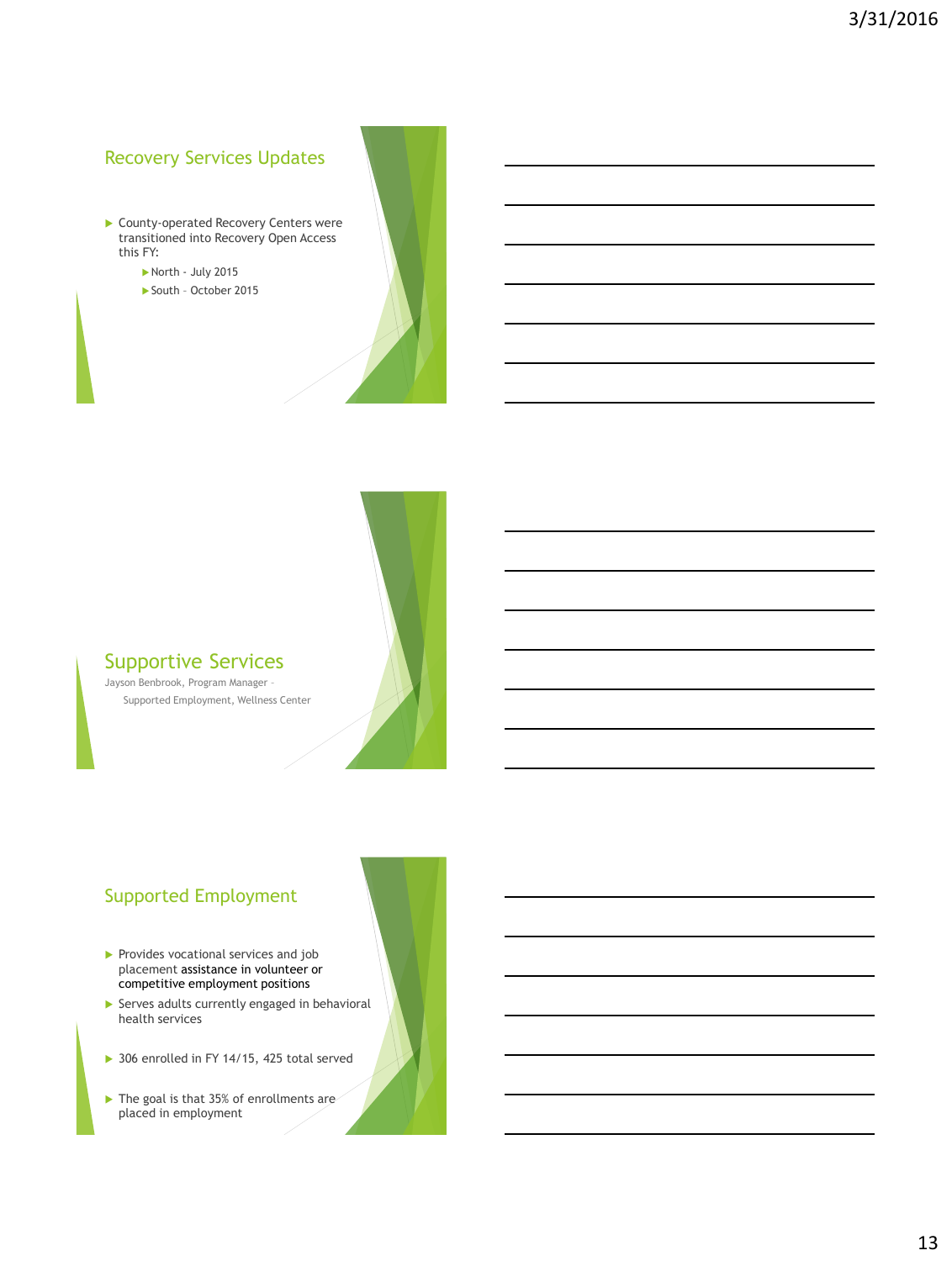## Recovery Services Updates

- County-operated Recovery Centers were transitioned into Recovery Open Access this FY:
  - North - July 2015
  - South – October 2015

## Supportive Services

Jayson Benbrook, Program Manager – Supported Employment, Wellness Center

## Supported Employment

- Provides vocational services and job placement assistance in volunteer or competitive employment positions
- Serves adults currently engaged in behavioral health services
- 306 enrolled in FY 14/15, 425 total served
- The goal is that 35% of enrollments are placed in employment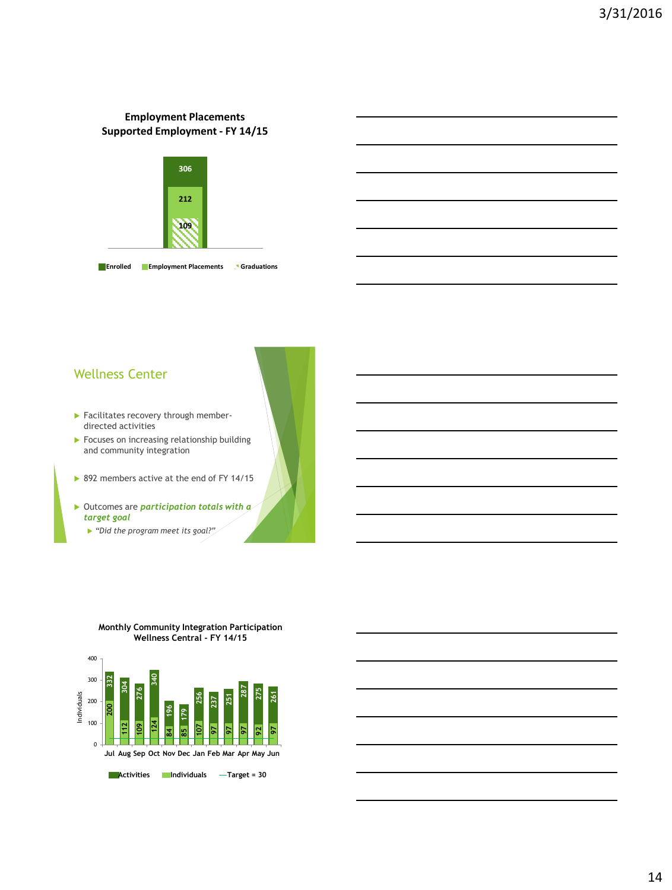**Employment Placements**
**Supported Employment - FY 14/15**

| | Enrolled | Employment Placements | Graduations |
|---|---|---|---|
| FY 14/15 | 306 | 212 | 109 |

## Wellness Center

- Facilitates recovery through member-directed activities
- Focuses on increasing relationship building and community integration
- 892 members active at the end of FY 14/15
- Outcomes are ***participation totals with a target goal***
  - *"Did the program meet its goal?"*

**Monthly Community Integration Participation**
**Wellness Central - FY 14/15**

| Month | Activities | Individuals | Target |
|---|---|---|---|
| Jul | 332 | 200 | 30 |
| Aug | 304 | 112 | 30 |
| Sep | 276 | 109 | 30 |
| Oct | 340 | 124 | 30 |
| Nov | 196 | 84 | 30 |
| Dec | 179 | 85 | 30 |
| Jan | 256 | 107 | 30 |
| Feb | 237 | 97 | 30 |
| Mar | 251 | 97 | 30 |
| Apr | 287 | 97 | 30 |
| May | 275 | 92 | 30 |
| Jun | 261 | 97 | 30 |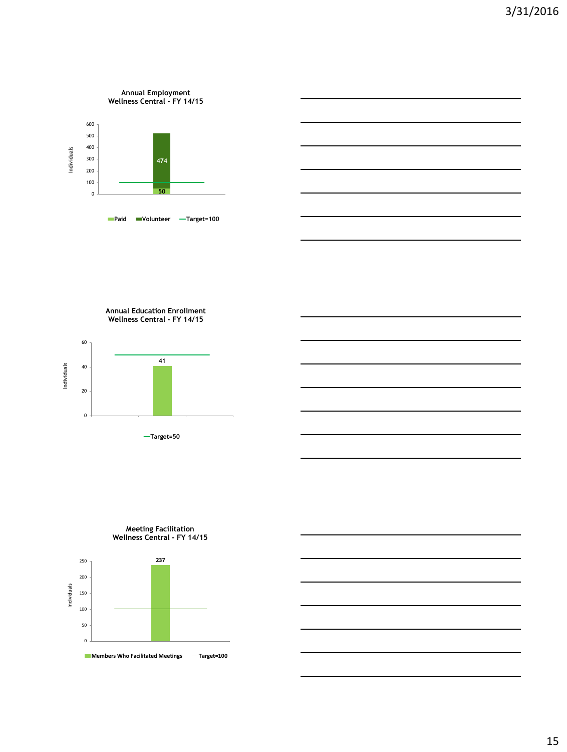**Annual Employment**
**Wellness Central - FY 14/15**

| | Paid | Volunteer | Target |
|---|---|---|---|
| Individuals | 50 | 474 | 100 |

**Annual Education Enrollment**
**Wellness Central - FY 14/15**

| | Enrollment | Target |
|---|---|---|
| Individuals | 41 | 50 |

**Meeting Facilitation**
**Wellness Central - FY 14/15**

| | Members Who Facilitated Meetings | Target |
|---|---|---|
| Individuals | 237 | 100 |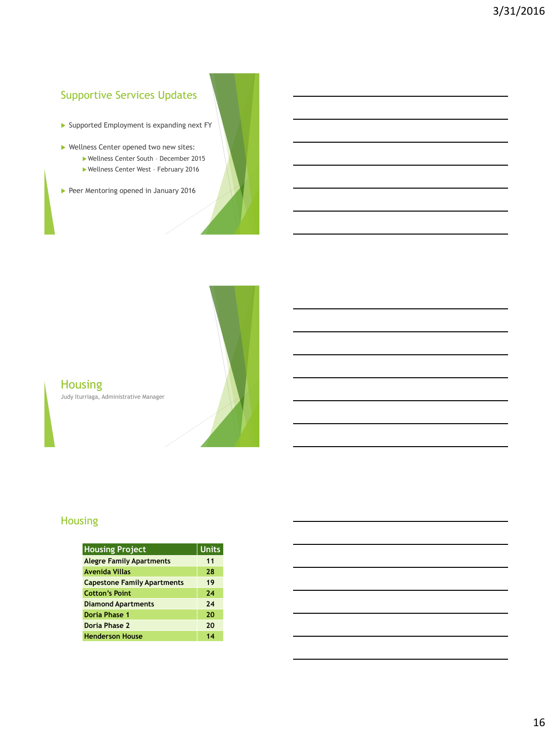## Supportive Services Updates

- Supported Employment is expanding next FY
- Wellness Center opened two new sites:
  - Wellness Center South – December 2015
  - Wellness Center West – February 2016
- Peer Mentoring opened in January 2016

## Housing

Judy Iturriaga, Administrative Manager

## Housing

| Housing Project | Units |
|---|---|
| Alegre Family Apartments | 11 |
| Avenida Villas | 28 |
| Capestone Family Apartments | 19 |
| Cotton's Point | 24 |
| Diamond Apartments | 24 |
| Doria Phase 1 | 20 |
| Doria Phase 2 | 20 |
| Henderson House | 14 |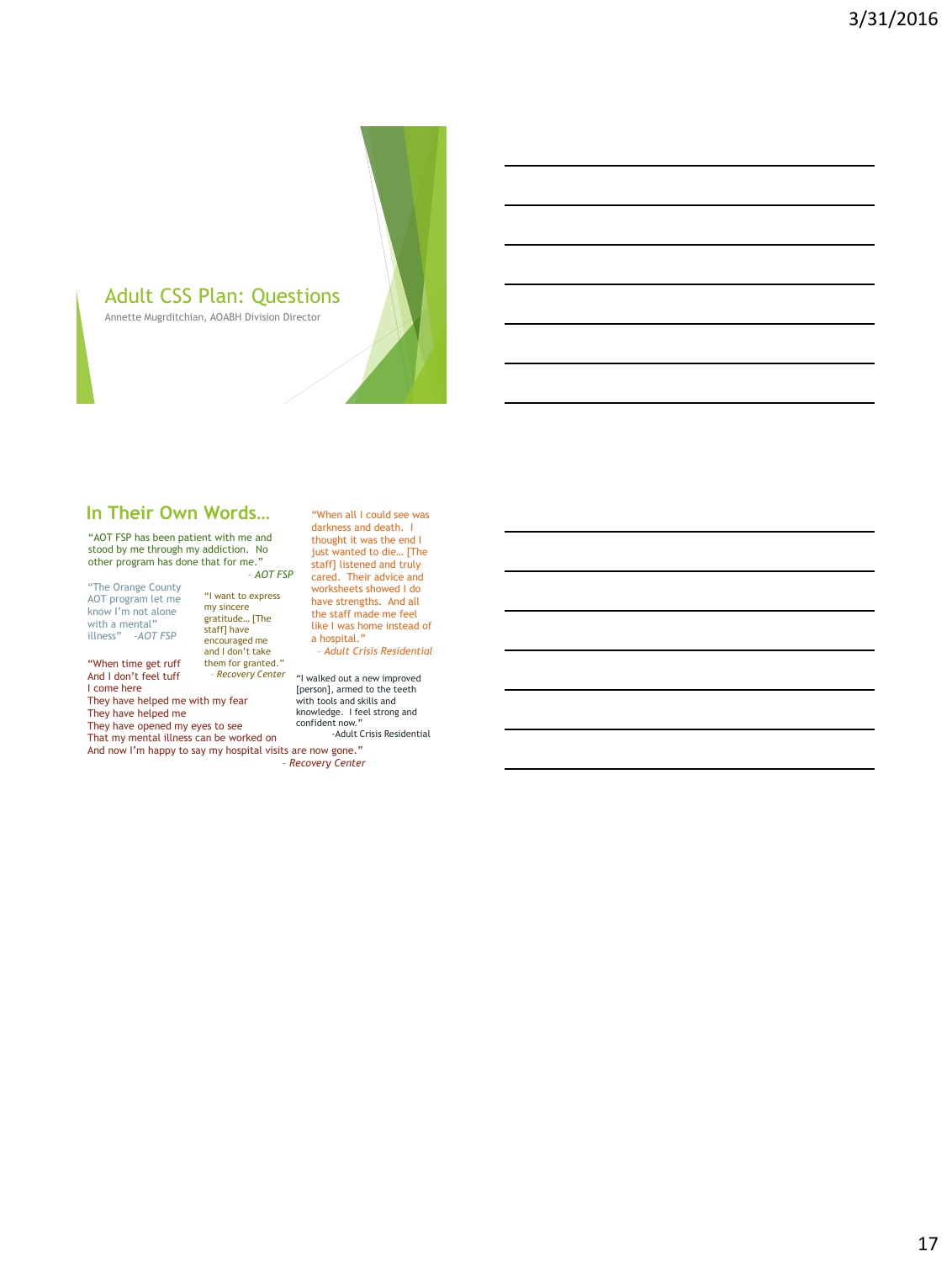## Adult CSS Plan: Questions

Annette Mugrditchian, AOABH Division Director

## In Their Own Words…

"AOT FSP has been patient with me and stood by me through my addiction. No other program has done that for me."
– *AOT FSP*

"The Orange County AOT program let me know I'm not alone with a mental" illness" -*AOT FSP*

"I want to express my sincere gratitude… [The staff] have encouraged me and I don't take them for granted."
– *Recovery Center*

"When time get ruff
And I don't feel tuff
I come here
They have helped me with my fear
They have helped me
They have opened my eyes to see
That my mental illness can be worked on
And now I'm happy to say my hospital visits are now gone."
– *Recovery Center*

"When all I could see was darkness and death. I thought it was the end I just wanted to die… [The staff] listened and truly cared. Their advice and worksheets showed I do have strengths. And all the staff made me feel like I was home instead of a hospital."
– *Adult Crisis Residential*

"I walked out a new improved [person], armed to the teeth with tools and skills and knowledge. I feel strong and confident now."
-Adult Crisis Residential